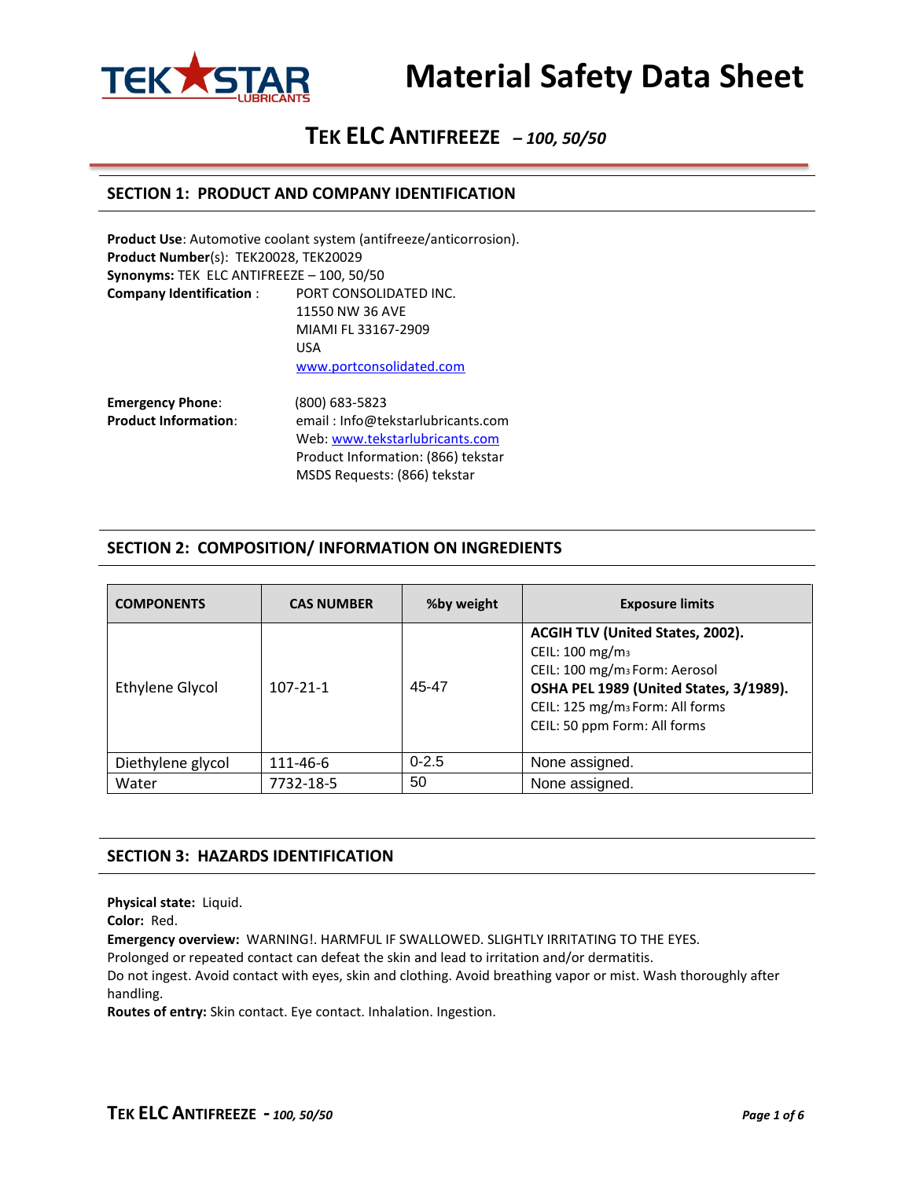# Material Safety Data Sheet

## TEK ELC ANTIFREEZE *– 100, 50/50*

## SECTION 1: PRODUCT AND COMPANY IDENTIFICATION

**Product Use**: Automotive coolant system (antifreeze/anticorrosion).
**Product Number**(s): TEK20028, TEK20029
**Synonyms:** TEK ELC ANTIFREEZE – 100, 50/50
**Company Identification** : PORT CONSOLIDATED INC.
11550 NW 36 AVE
MIAMI FL 33167-2909
USA
www.portconsolidated.com

**Emergency Phone**: (800) 683-5823
**Product Information**: email : Info@tekstarlubricants.com
Web: www.tekstarlubricants.com
Product Information: (866) tekstar
MSDS Requests: (866) tekstar

## SECTION 2: COMPOSITION/ INFORMATION ON INGREDIENTS

| COMPONENTS | CAS NUMBER | %by weight | Exposure limits |
|---|---|---|---|
| Ethylene Glycol | 107-21-1 | 45-47 | **ACGIH TLV (United States, 2002).** CEIL: 100 $mg/m^3$ CEIL: 100 $mg/m^3$ Form: Aerosol **OSHA PEL 1989 (United States, 3/1989).** CEIL: 125 $mg/m^3$ Form: All forms CEIL: 50 ppm Form: All forms |
| Diethylene glycol | 111-46-6 | 0-2.5 | None assigned. |
| Water | 7732-18-5 | 50 | None assigned. |

## SECTION 3: HAZARDS IDENTIFICATION

**Physical state:** Liquid.
**Color:** Red.
**Emergency overview:** WARNING!. HARMFUL IF SWALLOWED. SLIGHTLY IRRITATING TO THE EYES.
Prolonged or repeated contact can defeat the skin and lead to irritation and/or dermatitis.
Do not ingest. Avoid contact with eyes, skin and clothing. Avoid breathing vapor or mist. Wash thoroughly after handling.
**Routes of entry:** Skin contact. Eye contact. Inhalation. Ingestion.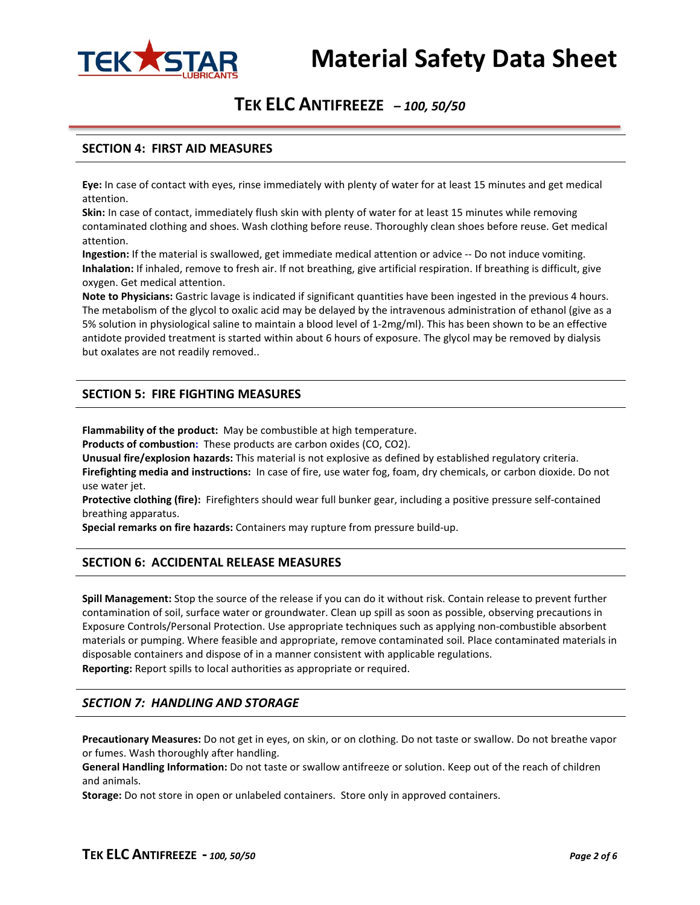# Material Safety Data Sheet

## TEK ELC ANTIFREEZE *– 100, 50/50*

## SECTION 4: FIRST AID MEASURES

**Eye:** In case of contact with eyes, rinse immediately with plenty of water for at least 15 minutes and get medical attention.
**Skin:** In case of contact, immediately flush skin with plenty of water for at least 15 minutes while removing contaminated clothing and shoes. Wash clothing before reuse. Thoroughly clean shoes before reuse. Get medical attention.
**Ingestion:** If the material is swallowed, get immediate medical attention or advice -- Do not induce vomiting.
**Inhalation:** If inhaled, remove to fresh air. If not breathing, give artificial respiration. If breathing is difficult, give oxygen. Get medical attention.
**Note to Physicians:** Gastric lavage is indicated if significant quantities have been ingested in the previous 4 hours. The metabolism of the glycol to oxalic acid may be delayed by the intravenous administration of ethanol (give as a 5% solution in physiological saline to maintain a blood level of 1-2mg/ml). This has been shown to be an effective antidote provided treatment is started within about 6 hours of exposure. The glycol may be removed by dialysis but oxalates are not readily removed..

## SECTION 5: FIRE FIGHTING MEASURES

**Flammability of the product:** May be combustible at high temperature.
**Products of combustion:** These products are carbon oxides (CO, $CO_2$).
**Unusual fire/explosion hazards:** This material is not explosive as defined by established regulatory criteria.
**Firefighting media and instructions:** In case of fire, use water fog, foam, dry chemicals, or carbon dioxide. Do not use water jet.
**Protective clothing (fire):** Firefighters should wear full bunker gear, including a positive pressure self-contained breathing apparatus.
**Special remarks on fire hazards:** Containers may rupture from pressure build-up.

## SECTION 6: ACCIDENTAL RELEASE MEASURES

**Spill Management:** Stop the source of the release if you can do it without risk. Contain release to prevent further contamination of soil, surface water or groundwater. Clean up spill as soon as possible, observing precautions in Exposure Controls/Personal Protection. Use appropriate techniques such as applying non-combustible absorbent materials or pumping. Where feasible and appropriate, remove contaminated soil. Place contaminated materials in disposable containers and dispose of in a manner consistent with applicable regulations.
**Reporting:** Report spills to local authorities as appropriate or required.

## *SECTION 7: HANDLING AND STORAGE*

**Precautionary Measures:** Do not get in eyes, on skin, or on clothing. Do not taste or swallow. Do not breathe vapor or fumes. Wash thoroughly after handling.
**General Handling Information:** Do not taste or swallow antifreeze or solution. Keep out of the reach of children and animals.
**Storage:** Do not store in open or unlabeled containers. Store only in approved containers.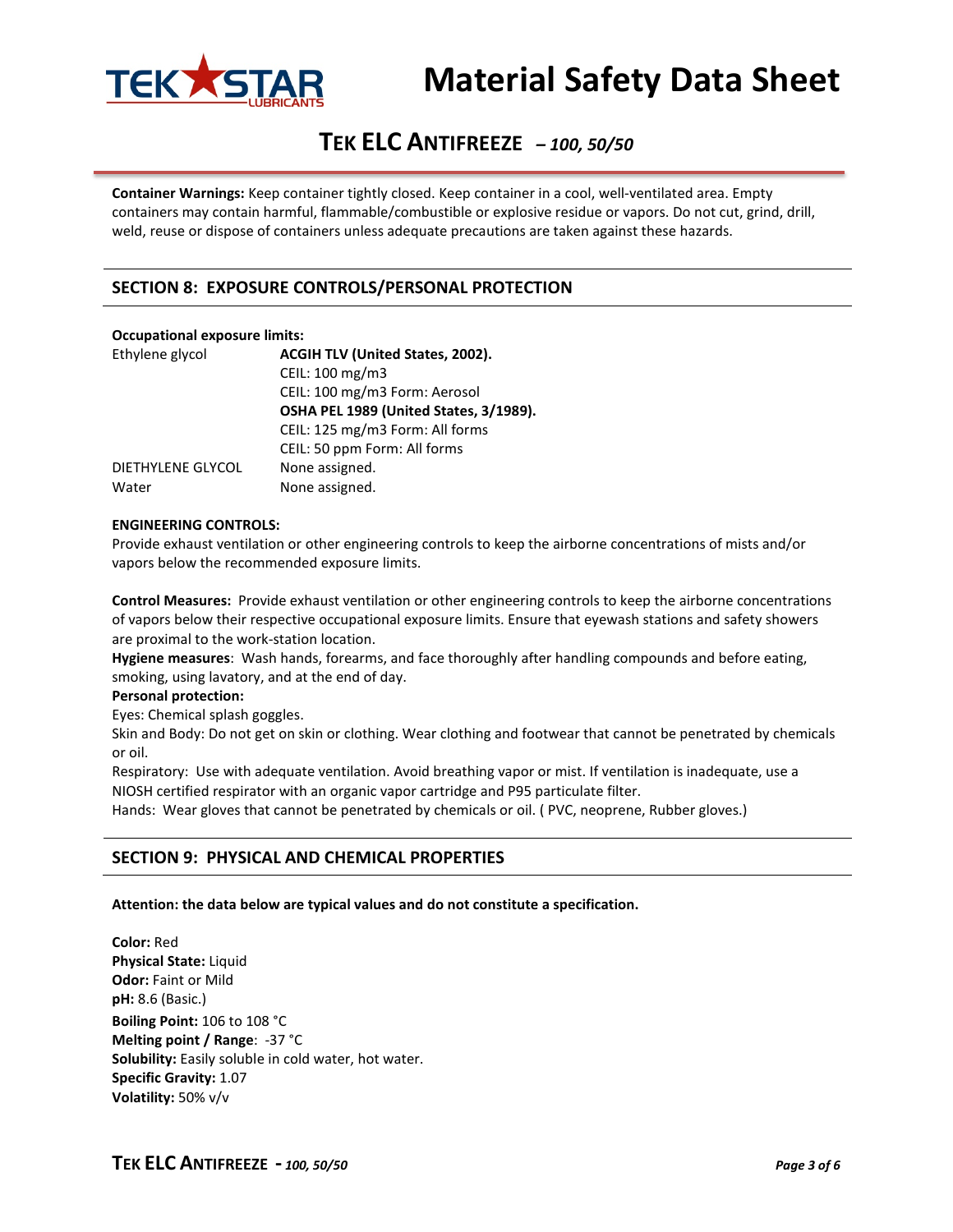**Container Warnings:** Keep container tightly closed. Keep container in a cool, well-ventilated area. Empty containers may contain harmful, flammable/combustible or explosive residue or vapors. Do not cut, grind, drill, weld, reuse or dispose of containers unless adequate precautions are taken against these hazards.

## SECTION 8: EXPOSURE CONTROLS/PERSONAL PROTECTION

**Occupational exposure limits:**

| | |
|---|---|
| Ethylene glycol | **ACGIH TLV (United States, 2002).** |
| | CEIL: 100 mg/m3 |
| | CEIL: 100 mg/m3 Form: Aerosol |
| | **OSHA PEL 1989 (United States, 3/1989).** |
| | CEIL: 125 mg/m3 Form: All forms |
| | CEIL: 50 ppm Form: All forms |
| DIETHYLENE GLYCOL | None assigned. |
| Water | None assigned. |

**ENGINEERING CONTROLS:**

Provide exhaust ventilation or other engineering controls to keep the airborne concentrations of mists and/or vapors below the recommended exposure limits.

**Control Measures:** Provide exhaust ventilation or other engineering controls to keep the airborne concentrations of vapors below their respective occupational exposure limits. Ensure that eyewash stations and safety showers are proximal to the work-station location.

**Hygiene measures**: Wash hands, forearms, and face thoroughly after handling compounds and before eating, smoking, using lavatory, and at the end of day.

**Personal protection:**

Eyes: Chemical splash goggles.

Skin and Body: Do not get on skin or clothing. Wear clothing and footwear that cannot be penetrated by chemicals or oil.

Respiratory: Use with adequate ventilation. Avoid breathing vapor or mist. If ventilation is inadequate, use a NIOSH certified respirator with an organic vapor cartridge and P95 particulate filter.

Hands: Wear gloves that cannot be penetrated by chemicals or oil. ( PVC, neoprene, Rubber gloves.)

## SECTION 9: PHYSICAL AND CHEMICAL PROPERTIES

**Attention: the data below are typical values and do not constitute a specification.**

**Color:** Red
**Physical State:** Liquid
**Odor:** Faint or Mild
**pH:** 8.6 (Basic.)
**Boiling Point:** 106 to 108 °C
**Melting point / Range**: -37 °C
**Solubility:** Easily soluble in cold water, hot water.
**Specific Gravity:** 1.07
**Volatility:** 50% v/v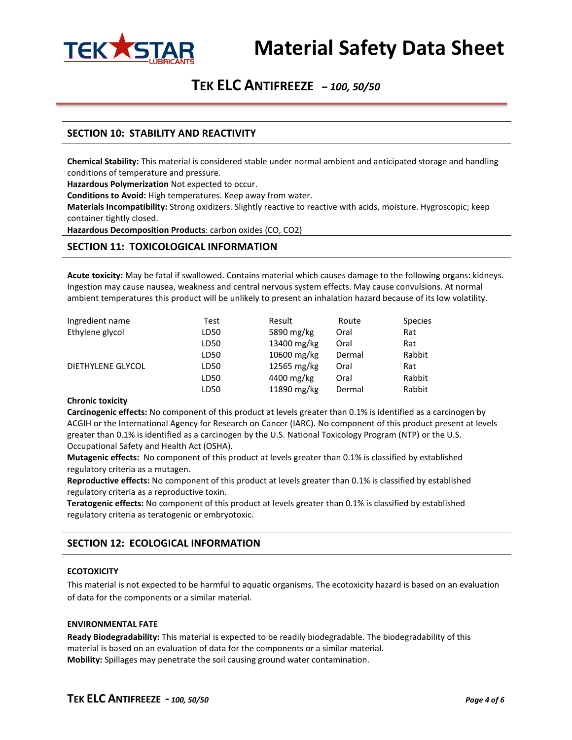## SECTION 10: STABILITY AND REACTIVITY

**Chemical Stability:** This material is considered stable under normal ambient and anticipated storage and handling conditions of temperature and pressure.
**Hazardous Polymerization** Not expected to occur.
**Conditions to Avoid:** High temperatures. Keep away from water.
**Materials Incompatibility:** Strong oxidizers. Slightly reactive to reactive with acids, moisture. Hygroscopic; keep container tightly closed.
**Hazardous Decomposition Products**: carbon oxides (CO, $CO_2$)

## SECTION 11: TOXICOLOGICAL INFORMATION

**Acute toxicity:** May be fatal if swallowed. Contains material which causes damage to the following organs: kidneys. Ingestion may cause nausea, weakness and central nervous system effects. May cause convulsions. At normal ambient temperatures this product will be unlikely to present an inhalation hazard because of its low volatility.

| Ingredient name | Test | Result | Route | Species |
|---|---|---|---|---|
| Ethylene glycol | LD50 | 5890 mg/kg | Oral | Rat |
| | LD50 | 13400 mg/kg | Oral | Rat |
| | LD50 | 10600 mg/kg | Dermal | Rabbit |
| DIETHYLENE GLYCOL | LD50 | 12565 mg/kg | Oral | Rat |
| | LD50 | 4400 mg/kg | Oral | Rabbit |
| | LD50 | 11890 mg/kg | Dermal | Rabbit |

**Chronic toxicity**
**Carcinogenic effects:** No component of this product at levels greater than 0.1% is identified as a carcinogen by ACGIH or the International Agency for Research on Cancer (IARC). No component of this product present at levels greater than 0.1% is identified as a carcinogen by the U.S. National Toxicology Program (NTP) or the U.S. Occupational Safety and Health Act (OSHA).
**Mutagenic effects:** No component of this product at levels greater than 0.1% is classified by established regulatory criteria as a mutagen.
**Reproductive effects:** No component of this product at levels greater than 0.1% is classified by established regulatory criteria as a reproductive toxin.
**Teratogenic effects:** No component of this product at levels greater than 0.1% is classified by established regulatory criteria as teratogenic or embryotoxic.

## SECTION 12: ECOLOGICAL INFORMATION

### ECOTOXICITY

This material is not expected to be harmful to aquatic organisms. The ecotoxicity hazard is based on an evaluation of data for the components or a similar material.

### ENVIRONMENTAL FATE

**Ready Biodegradability:** This material is expected to be readily biodegradable. The biodegradability of this material is based on an evaluation of data for the components or a similar material.
**Mobility:** Spillages may penetrate the soil causing ground water contamination.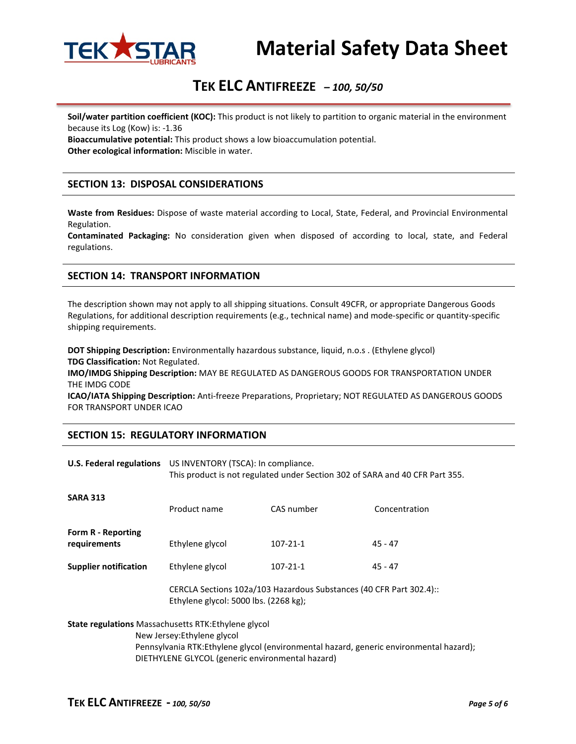**Soil/water partition coefficient (KOC):** This product is not likely to partition to organic material in the environment because its Log (Kow) is: -1.36
**Bioaccumulative potential:** This product shows a low bioaccumulation potential.
**Other ecological information:** Miscible in water.

## SECTION 13: DISPOSAL CONSIDERATIONS

**Waste from Residues:** Dispose of waste material according to Local, State, Federal, and Provincial Environmental Regulation.
**Contaminated Packaging:** No consideration given when disposed of according to local, state, and Federal regulations.

## SECTION 14: TRANSPORT INFORMATION

The description shown may not apply to all shipping situations. Consult 49CFR, or appropriate Dangerous Goods Regulations, for additional description requirements (e.g., technical name) and mode-specific or quantity-specific shipping requirements.

**DOT Shipping Description:** Environmentally hazardous substance, liquid, n.o.s . (Ethylene glycol)
**TDG Classification:** Not Regulated.
**IMO/IMDG Shipping Description:** MAY BE REGULATED AS DANGEROUS GOODS FOR TRANSPORTATION UNDER THE IMDG CODE
**ICAO/IATA Shipping Description:** Anti-freeze Preparations, Proprietary; NOT REGULATED AS DANGEROUS GOODS FOR TRANSPORT UNDER ICAO

## SECTION 15: REGULATORY INFORMATION

**U.S. Federal regulations** US INVENTORY (TSCA): In compliance.
This product is not regulated under Section 302 of SARA and 40 CFR Part 355.

| **SARA 313** | Product name | CAS number | Concentration |
|---|---|---|---|
| **Form R - Reporting requirements** | Ethylene glycol | 107-21-1 | 45 - 47 |
| **Supplier notification** | Ethylene glycol | 107-21-1 | 45 - 47 |

CERCLA Sections 102a/103 Hazardous Substances (40 CFR Part 302.4)::
Ethylene glycol: 5000 lbs. (2268 kg);

**State regulations** Massachusetts RTK:Ethylene glycol
New Jersey:Ethylene glycol
Pennsylvania RTK:Ethylene glycol (environmental hazard, generic environmental hazard);
DIETHYLENE GLYCOL (generic environmental hazard)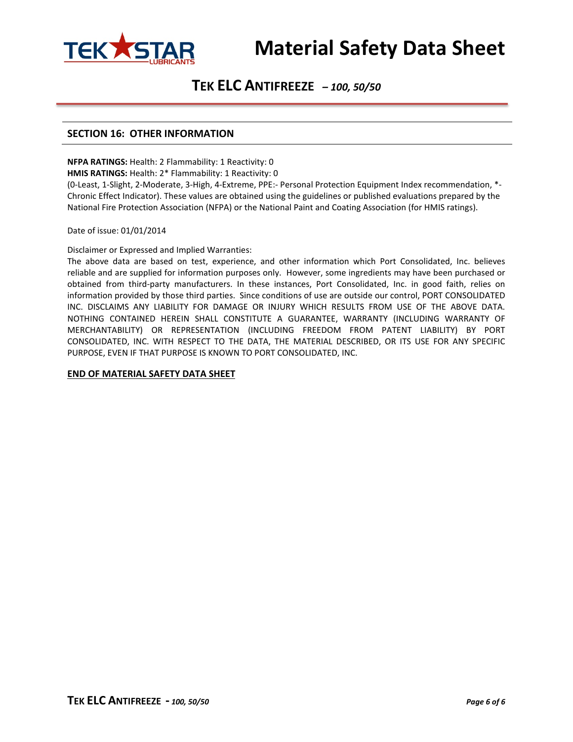## SECTION 16: OTHER INFORMATION

**NFPA RATINGS:** Health: 2 Flammability: 1 Reactivity: 0
**HMIS RATINGS:** Health: 2* Flammability: 1 Reactivity: 0
(0-Least, 1-Slight, 2-Moderate, 3-High, 4-Extreme, PPE:- Personal Protection Equipment Index recommendation, *-Chronic Effect Indicator). These values are obtained using the guidelines or published evaluations prepared by the National Fire Protection Association (NFPA) or the National Paint and Coating Association (for HMIS ratings).

Date of issue: 01/01/2014

Disclaimer or Expressed and Implied Warranties:
The above data are based on test, experience, and other information which Port Consolidated, Inc. believes reliable and are supplied for information purposes only. However, some ingredients may have been purchased or obtained from third-party manufacturers. In these instances, Port Consolidated, Inc. in good faith, relies on information provided by those third parties. Since conditions of use are outside our control, PORT CONSOLIDATED INC. DISCLAIMS ANY LIABILITY FOR DAMAGE OR INJURY WHICH RESULTS FROM USE OF THE ABOVE DATA. NOTHING CONTAINED HEREIN SHALL CONSTITUTE A GUARANTEE, WARRANTY (INCLUDING WARRANTY OF MERCHANTABILITY) OR REPRESENTATION (INCLUDING FREEDOM FROM PATENT LIABILITY) BY PORT CONSOLIDATED, INC. WITH RESPECT TO THE DATA, THE MATERIAL DESCRIBED, OR ITS USE FOR ANY SPECIFIC PURPOSE, EVEN IF THAT PURPOSE IS KNOWN TO PORT CONSOLIDATED, INC.

**END OF MATERIAL SAFETY DATA SHEET**